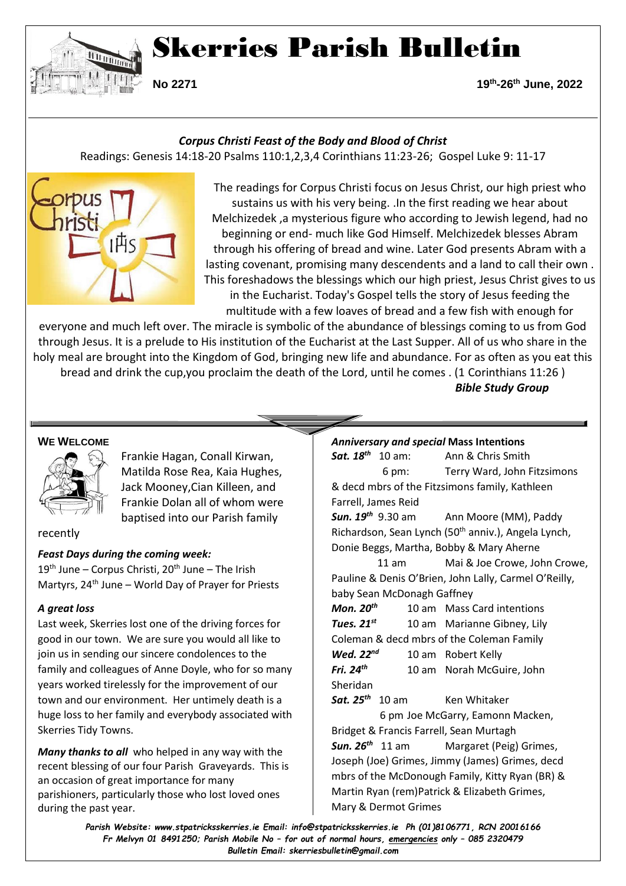# Skerries Parish Bulletin

**No 2271** **19th-26th June, 2022**

***Corpus Christi Feast of the Body and Blood of Christ***

Readings: Genesis 14:18-20 Psalms 110:1,2,3,4 Corinthians 11:23-26; Gospel Luke 9: 11-17

The readings for Corpus Christi focus on Jesus Christ, our high priest who sustains us with his very being. .In the first reading we hear about Melchizedek ,a mysterious figure who according to Jewish legend, had no beginning or end- much like God Himself. Melchizedek blesses Abram through his offering of bread and wine. Later God presents Abram with a lasting covenant, promising many descendents and a land to call their own . This foreshadows the blessings which our high priest, Jesus Christ gives to us in the Eucharist. Today's Gospel tells the story of Jesus feeding the multitude with a few loaves of bread and a few fish with enough for everyone and much left over. The miracle is symbolic of the abundance of blessings coming to us from God through Jesus. It is a prelude to His institution of the Eucharist at the Last Supper. All of us who share in the holy meal are brought into the Kingdom of God, bringing new life and abundance. For as often as you eat this bread and drink the cup,you proclaim the death of the Lord, until he comes . (1 Corinthians 11:26 )

***Bible Study Group***

### WE WELCOME

Frankie Hagan, Conall Kirwan, Matilda Rose Rea, Kaia Hughes, Jack Mooney,Cian Killeen, and Frankie Dolan all of whom were baptised into our Parish family recently

***Feast Days during the coming week:***

19th June – Corpus Christi, 20th June – The Irish Martyrs, 24th June – World Day of Prayer for Priests

***A great loss***

Last week, Skerries lost one of the driving forces for good in our town. We are sure you would all like to join us in sending our sincere condolences to the family and colleagues of Anne Doyle, who for so many years worked tirelessly for the improvement of our town and our environment. Her untimely death is a huge loss to her family and everybody associated with Skerries Tidy Towns.

***Many thanks to all*** who helped in any way with the recent blessing of our four Parish Graveyards. This is an occasion of great importance for many parishioners, particularly those who lost loved ones during the past year.

***Anniversary and special* Mass Intentions**

***Sat. 18th*** 10 am: Ann & Chris Smith
6 pm: Terry Ward, John Fitzsimons & decd mbrs of the Fitzsimons family, Kathleen Farrell, James Reid

***Sun. 19th*** 9.30 am Ann Moore (MM), Paddy Richardson, Sean Lynch (50th anniv.), Angela Lynch, Donie Beggs, Martha, Bobby & Mary Aherne
11 am Mai & Joe Crowe, John Crowe, Pauline & Denis O'Brien, John Lally, Carmel O'Reilly, baby Sean McDonagh Gaffney

***Mon. 20th*** 10 am Mass Card intentions

***Tues. 21st*** 10 am Marianne Gibney, Lily Coleman & decd mbrs of the Coleman Family

***Wed. 22nd*** 10 am Robert Kelly

***Fri. 24th*** 10 am Norah McGuire, John Sheridan

***Sat. 25th*** 10 am Ken Whitaker
6 pm Joe McGarry, Eamonn Macken, Bridget & Francis Farrell, Sean Murtagh

***Sun. 26th*** 11 am Margaret (Peig) Grimes, Joseph (Joe) Grimes, Jimmy (James) Grimes, decd mbrs of the McDonough Family, Kitty Ryan (BR) & Martin Ryan (rem)Patrick & Elizabeth Grimes, Mary & Dermot Grimes

***Parish Website: www.stpatricksskerries.ie Email: info@stpatricksskerries.ie Ph (01)8106771, RCN 20016166***
***Fr Melvyn 01 8491250; Parish Mobile No – for out of normal hours, emergencies only – 085 2320479***
***Bulletin Email: skerriesbulletin@gmail.com***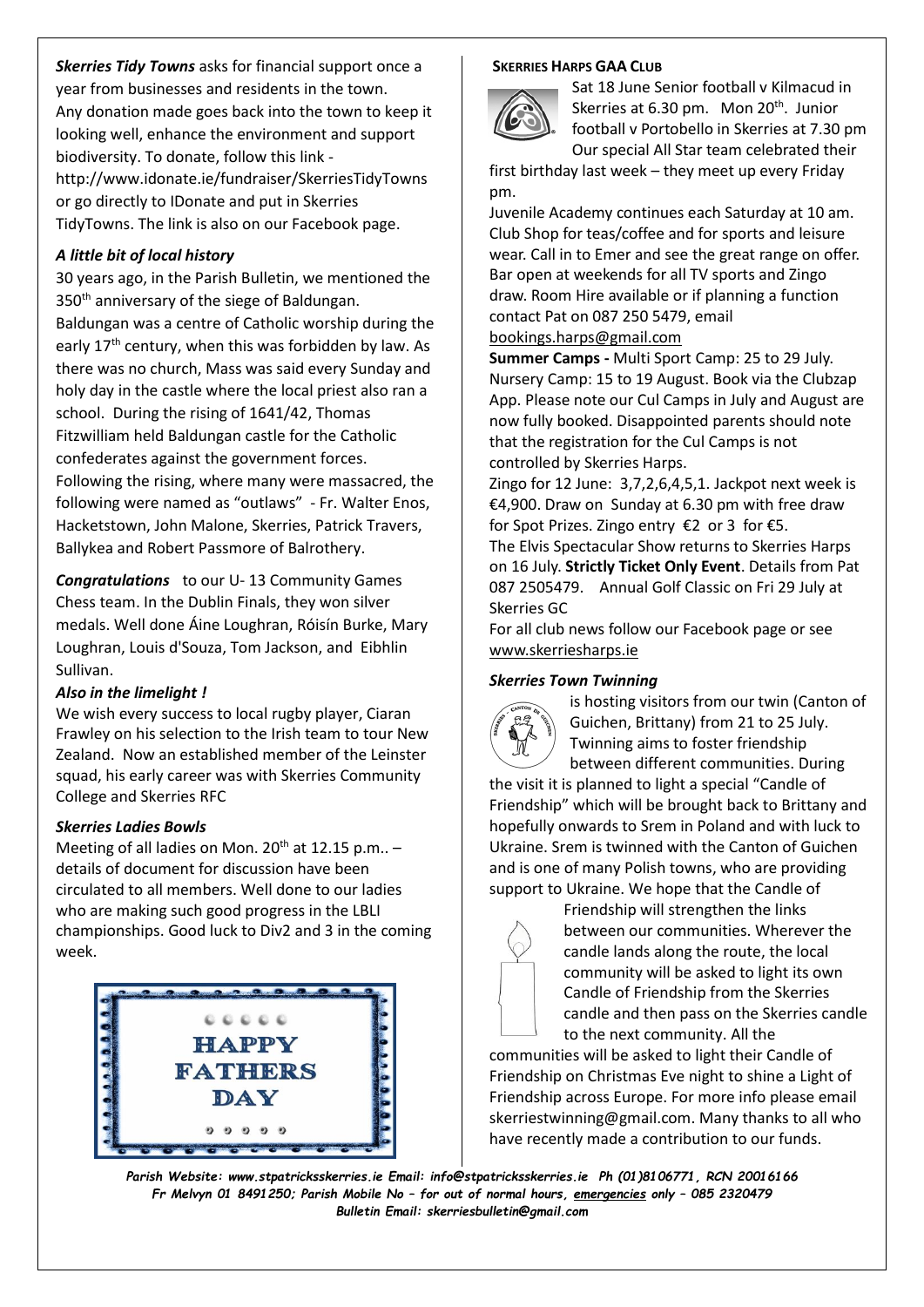***Skerries Tidy Towns*** asks for financial support once a year from businesses and residents in the town. Any donation made goes back into the town to keep it looking well, enhance the environment and support biodiversity. To donate, follow this link - http://www.idonate.ie/fundraiser/SkerriesTidyTowns or go directly to IDonate and put in Skerries TidyTowns. The link is also on our Facebook page.

***A little bit of local history***

30 years ago, in the Parish Bulletin, we mentioned the 350th anniversary of the siege of Baldungan. Baldungan was a centre of Catholic worship during the early 17th century, when this was forbidden by law. As there was no church, Mass was said every Sunday and holy day in the castle where the local priest also ran a school. During the rising of 1641/42, Thomas Fitzwilliam held Baldungan castle for the Catholic confederates against the government forces. Following the rising, where many were massacred, the following were named as "outlaws" - Fr. Walter Enos, Hacketstown, John Malone, Skerries, Patrick Travers, Ballykea and Robert Passmore of Balrothery.

***Congratulations*** to our U- 13 Community Games Chess team. In the Dublin Finals, they won silver medals. Well done Áine Loughran, Róisín Burke, Mary Loughran, Louis d'Souza, Tom Jackson, and Eibhlin Sullivan.

***Also in the limelight !***

We wish every success to local rugby player, Ciaran Frawley on his selection to the Irish team to tour New Zealand. Now an established member of the Leinster squad, his early career was with Skerries Community College and Skerries RFC

***Skerries Ladies Bowls***

Meeting of all ladies on Mon. 20th at 12.15 p.m.. – details of document for discussion have been circulated to all members. Well done to our ladies who are making such good progress in the LBLI championships. Good luck to Div2 and 3 in the coming week.

HAPPY FATHERS DAY

**SKERRIES HARPS GAA CLUB**

Sat 18 June Senior football v Kilmacud in Skerries at 6.30 pm. Mon 20th. Junior football v Portobello in Skerries at 7.30 pm Our special All Star team celebrated their first birthday last week – they meet up every Friday pm.

Juvenile Academy continues each Saturday at 10 am. Club Shop for teas/coffee and for sports and leisure wear. Call in to Emer and see the great range on offer. Bar open at weekends for all TV sports and Zingo draw. Room Hire available or if planning a function contact Pat on 087 250 5479, email bookings.harps@gmail.com

**Summer Camps -** Multi Sport Camp: 25 to 29 July. Nursery Camp: 15 to 19 August. Book via the Clubzap App. Please note our Cul Camps in July and August are now fully booked. Disappointed parents should note that the registration for the Cul Camps is not controlled by Skerries Harps.

Zingo for 12 June: 3,7,2,6,4,5,1. Jackpot next week is €4,900. Draw on Sunday at 6.30 pm with free draw for Spot Prizes. Zingo entry €2 or 3 for €5.

The Elvis Spectacular Show returns to Skerries Harps on 16 July. **Strictly Ticket Only Event**. Details from Pat 087 2505479. Annual Golf Classic on Fri 29 July at Skerries GC

For all club news follow our Facebook page or see www.skerriesharps.ie

***Skerries Town Twinning***

is hosting visitors from our twin (Canton of Guichen, Brittany) from 21 to 25 July. Twinning aims to foster friendship between different communities. During the visit it is planned to light a special "Candle of Friendship" which will be brought back to Brittany and hopefully onwards to Srem in Poland and with luck to Ukraine. Srem is twinned with the Canton of Guichen and is one of many Polish towns, who are providing support to Ukraine. We hope that the Candle of Friendship will strengthen the links between our communities. Wherever the candle lands along the route, the local community will be asked to light its own Candle of Friendship from the Skerries candle and then pass on the Skerries candle to the next community. All the communities will be asked to light their Candle of Friendship on Christmas Eve night to shine a Light of Friendship across Europe. For more info please email skerriestwinning@gmail.com. Many thanks to all who have recently made a contribution to our funds.

*Parish Website: www.stpatricksskerries.ie Email: info@stpatricksskerries.ie Ph (01)8106771, RCN 20016166*
*Fr Melvyn 01 8491250; Parish Mobile No – for out of normal hours, emergencies only – 085 2320479*
*Bulletin Email: skerriesbulletin@gmail.com*